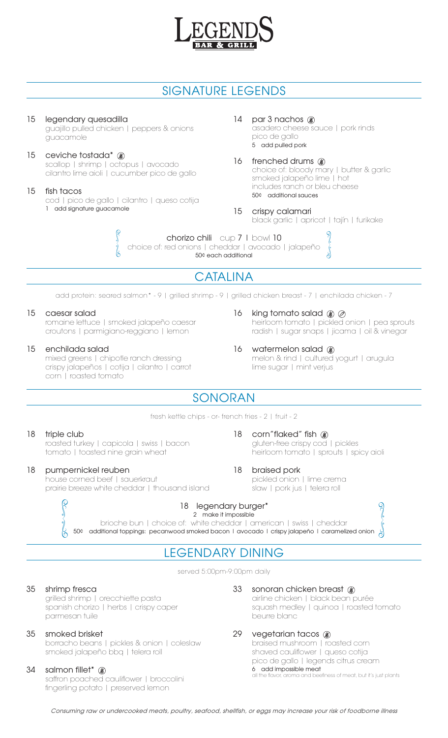# LEGENDS

BAR & GRILL

## SIGNATURE LEGENDS

15 **legendary quesadilla**
guajillo pulled chicken | peppers & onions
guacamole

15 **ceviche tostada***
scallop | shrimp | octopus | avocado
cilantro lime aioli | cucumber pico de gallo

15 **fish tacos**
cod | pico de gallo | cilantro | queso cotija
1 add signature guacamole

14 **par 3 nachos**
asadero cheese sauce | pork rinds
pico de gallo
5 add pulled pork

16 **frenched drums**
choice of: bloody mary | butter & garlic
smoked jalapeño lime | hot
includes ranch or bleu cheese
50¢ additional sauces

15 **crispy calamari**
black garlic | apricot | tajín | furikake

**chorizo chili** cup 7 | bowl 10
choice of: red onions | cheddar | avocado | jalapeño
50¢ each additional

## CATALINA

add protein: seared salmon* - 9 | grilled shrimp - 9 | grilled chicken breast - 7 | enchilada chicken - 7

15 **caesar salad**
romaine lettuce | smoked jalapeño caesar
croutons | parmigiano-reggiano | lemon

15 **enchilada salad**
mixed greens | chipotle ranch dressing
crispy jalapeños | cotija | cilantro | carrot
corn | roasted tomato

16 **king tomato salad**
heirloom tomato | pickled onion | pea sprouts
radish | sugar snaps | jicama | oil & vinegar

16 **watermelon salad**
melon & rind | cultured yogurt | arugula
lime sugar | mint verjus

## SONORAN

fresh kettle chips - or- french fries - 2 | fruit - 2

18 **triple club**
roasted turkey | capicola | swiss | bacon
tomato | toasted nine grain wheat

18 **pumpernickel reuben**
house corned beef | sauerkraut
prairie breeze white cheddar | thousand island

18 **corn"flaked" fish**
gluten-free crispy cod | pickles
heirloom tomato | sprouts | spicy aioli

18 **braised pork**
pickled onion | lime crema
slaw | pork jus | telera roll

18 **legendary burger***
2 make it impossible
brioche bun | choice of: white cheddar | american | swiss | cheddar
50¢ additional toppings: pecanwood smoked bacon | avocado | crispy jalapeño | caramelized onion

## LEGENDARY DINING

served 5:00pm-9:00pm daily

35 **shrimp fresca**
grilled shrimp | orecchiette pasta
spanish chorizo | herbs | crispy caper
parmesan tuile

35 **smoked brisket**
borracho beans | pickles & onion | coleslaw
smoked jalapeño bbq | telera roll

34 **salmon fillet***
saffron poached cauliflower | broccolini
fingerling potato | preserved lemon

33 **sonoran chicken breast**
airline chicken | black bean purée
squash medley | quinoa | roasted tomato
beurre blanc

29 **vegetarian tacos**
braised mushroom | roasted corn
shaved cauliflower | queso cotija
pico de gallo | legends citrus cream
6 add impossible meat
all the flavor, aroma and beefiness of meat, but it's just plants

*Consuming raw or undercooked meats, poultry, seafood, shellfish, or eggs may increase your risk of foodborne illness*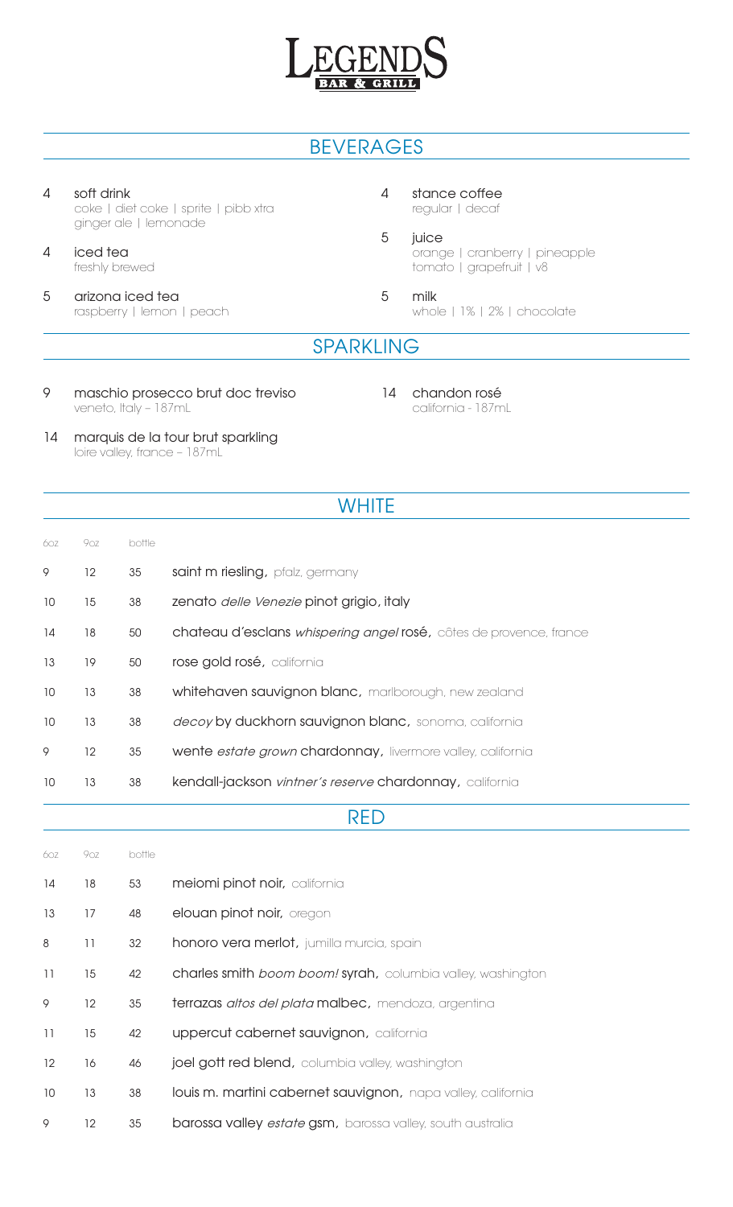# LEGENDS

BAR & GRILL

## BEVERAGES

4 **soft drink**
coke | diet coke | sprite | pibb xtra
ginger ale | lemonade

4 **iced tea**
freshly brewed

5 **arizona iced tea**
raspberry | lemon | peach

4 **stance coffee**
regular | decaf

5 **juice**
orange | cranberry | pineapple
tomato | grapefruit | v8

5 **milk**
whole | 1% | 2% | chocolate

## SPARKLING

9 **maschio prosecco brut doc treviso**
veneto, Italy – 187mL

14 **marquis de la tour brut sparkling**
loire valley, france – 187mL

14 **chandon rosé**
california - 187mL

## WHITE

| 6oz | 9oz | bottle | |
|---|---|---|---|
| 9 | 12 | 35 | **saint m riesling,** pfalz, germany |
| 10 | 15 | 38 | **zenato** *delle Venezie* **pinot grigio, italy** |
| 14 | 18 | 50 | **chateau d'esclans** *whispering angel* **rosé,** côtes de provence, france |
| 13 | 19 | 50 | **rose gold rosé,** california |
| 10 | 13 | 38 | **whitehaven sauvignon blanc,** marlborough, new zealand |
| 10 | 13 | 38 | *decoy* **by duckhorn sauvignon blanc,** sonoma, california |
| 9 | 12 | 35 | **wente** *estate grown* **chardonnay,** livermore valley, california |
| 10 | 13 | 38 | **kendall-jackson** *vintner's reserve* **chardonnay,** california |

## RED

| 6oz | 9oz | bottle | |
|---|---|---|---|
| 14 | 18 | 53 | **meiomi pinot noir,** california |
| 13 | 17 | 48 | **elouan pinot noir,** oregon |
| 8 | 11 | 32 | **honoro vera merlot,** jumilla murcia, spain |
| 11 | 15 | 42 | **charles smith** *boom boom!* **syrah,** columbia valley, washington |
| 9 | 12 | 35 | **terrazas** *altos del plata* **malbec,** mendoza, argentina |
| 11 | 15 | 42 | **uppercut cabernet sauvignon,** california |
| 12 | 16 | 46 | **joel gott red blend,** columbia valley, washington |
| 10 | 13 | 38 | **louis m. martini cabernet sauvignon,** napa valley, california |
| 9 | 12 | 35 | **barossa valley** *estate* **gsm,** barossa valley, south australia |